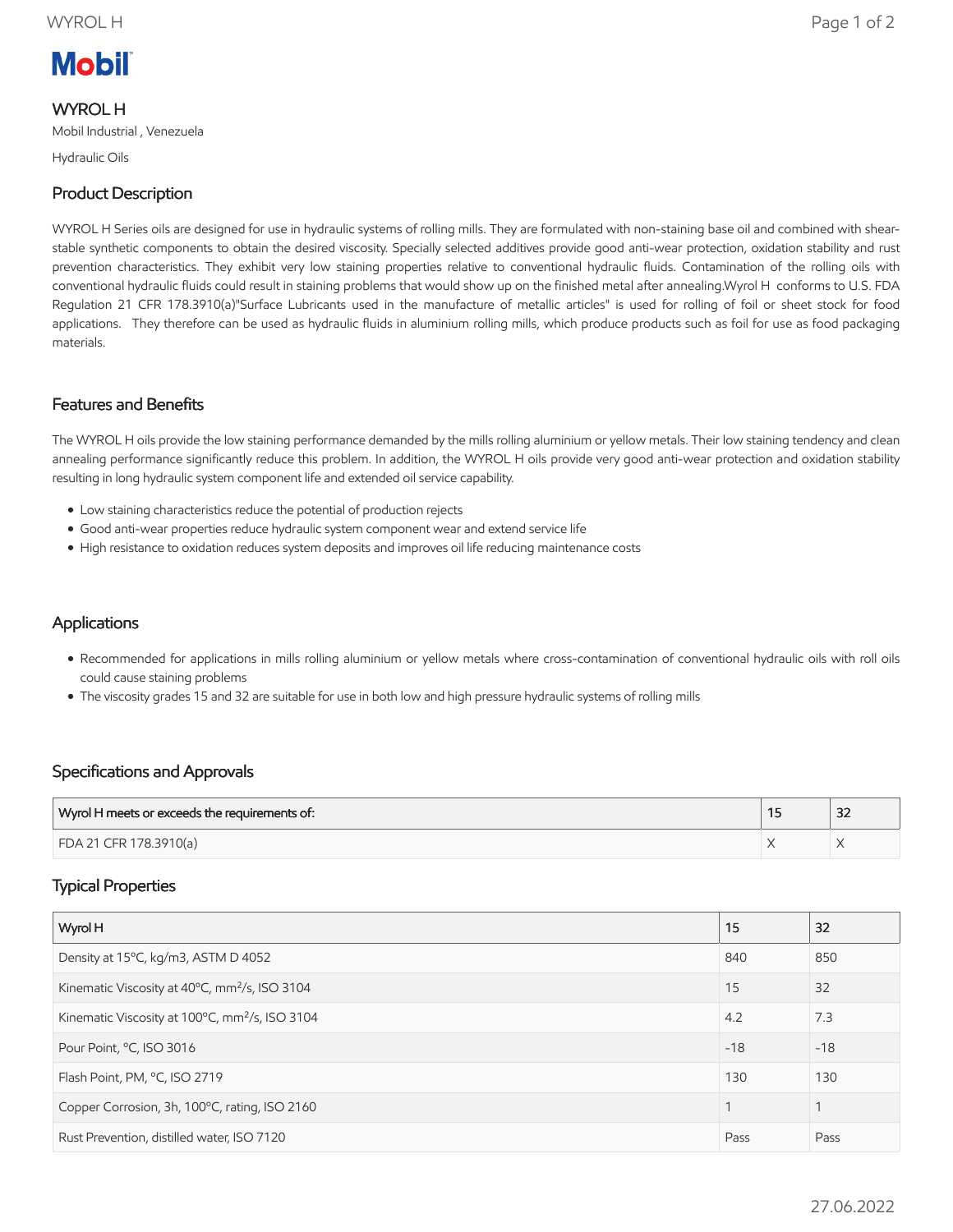Mobil

# WYROL H

Mobil Industrial , Venezuela

Hydraulic Oils

## Product Description

WYROL H Series oils are designed for use in hydraulic systems of rolling mills. They are formulated with non-staining base oil and combined with shear-stable synthetic components to obtain the desired viscosity. Specially selected additives provide good anti-wear protection, oxidation stability and rust prevention characteristics. They exhibit very low staining properties relative to conventional hydraulic fluids. Contamination of the rolling oils with conventional hydraulic fluids could result in staining problems that would show up on the finished metal after annealing.Wyrol H conforms to U.S. FDA Regulation 21 CFR 178.3910(a)"Surface Lubricants used in the manufacture of metallic articles" is used for rolling of foil or sheet stock for food applications. They therefore can be used as hydraulic fluids in aluminium rolling mills, which produce products such as foil for use as food packaging materials.

## Features and Benefits

The WYROL H oils provide the low staining performance demanded by the mills rolling aluminium or yellow metals. Their low staining tendency and clean annealing performance significantly reduce this problem. In addition, the WYROL H oils provide very good anti-wear protection and oxidation stability resulting in long hydraulic system component life and extended oil service capability.

- Low staining characteristics reduce the potential of production rejects
- Good anti-wear properties reduce hydraulic system component wear and extend service life
- High resistance to oxidation reduces system deposits and improves oil life reducing maintenance costs

## Applications

- Recommended for applications in mills rolling aluminium or yellow metals where cross-contamination of conventional hydraulic oils with roll oils could cause staining problems
- The viscosity grades 15 and 32 are suitable for use in both low and high pressure hydraulic systems of rolling mills

## Specifications and Approvals

| Wyrol H meets or exceeds the requirements of: | 15 | 32 |
|---|---|---|
| FDA 21 CFR 178.3910(a) | X | X |

## Typical Properties

| Wyrol H | 15 | 32 |
|---|---|---|
| Density at 15°C, kg/m3, ASTM D 4052 | 840 | 850 |
| Kinematic Viscosity at 40°C, $mm^2/s$, ISO 3104 | 15 | 32 |
| Kinematic Viscosity at 100°C, $mm^2/s$, ISO 3104 | 4.2 | 7.3 |
| Pour Point, °C, ISO 3016 | -18 | -18 |
| Flash Point, PM, °C, ISO 2719 | 130 | 130 |
| Copper Corrosion, 3h, 100°C, rating, ISO 2160 | 1 | 1 |
| Rust Prevention, distilled water, ISO 7120 | Pass | Pass |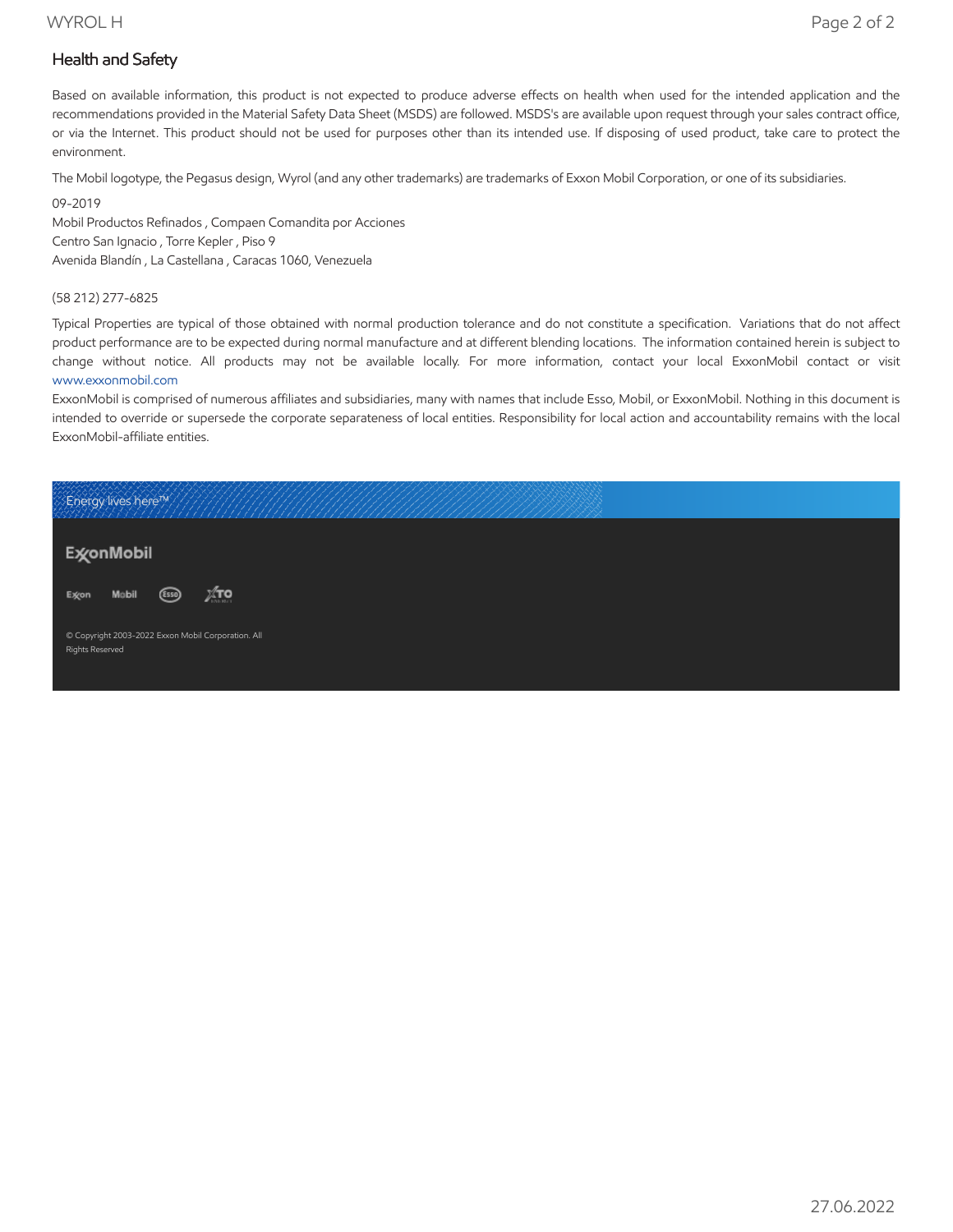## Health and Safety

Based on available information, this product is not expected to produce adverse effects on health when used for the intended application and the recommendations provided in the Material Safety Data Sheet (MSDS) are followed. MSDS's are available upon request through your sales contract office, or via the Internet. This product should not be used for purposes other than its intended use. If disposing of used product, take care to protect the environment.

The Mobil logotype, the Pegasus design, Wyrol (and any other trademarks) are trademarks of Exxon Mobil Corporation, or one of its subsidiaries.

09-2019
Mobil Productos Refinados , Compaen Comandita por Acciones
Centro San Ignacio , Torre Kepler , Piso 9
Avenida Blandín , La Castellana , Caracas 1060, Venezuela

(58 212) 277-6825

Typical Properties are typical of those obtained with normal production tolerance and do not constitute a specification. Variations that do not affect product performance are to be expected during normal manufacture and at different blending locations. The information contained herein is subject to change without notice. All products may not be available locally. For more information, contact your local ExxonMobil contact or visit www.exxonmobil.com

ExxonMobil is comprised of numerous affiliates and subsidiaries, many with names that include Esso, Mobil, or ExxonMobil. Nothing in this document is intended to override or supersede the corporate separateness of local entities. Responsibility for local action and accountability remains with the local ExxonMobil-affiliate entities.

Energy lives here™

ExxonMobil

Exxon Mobil Esso XTO

© Copyright 2003-2022 Exxon Mobil Corporation. All Rights Reserved